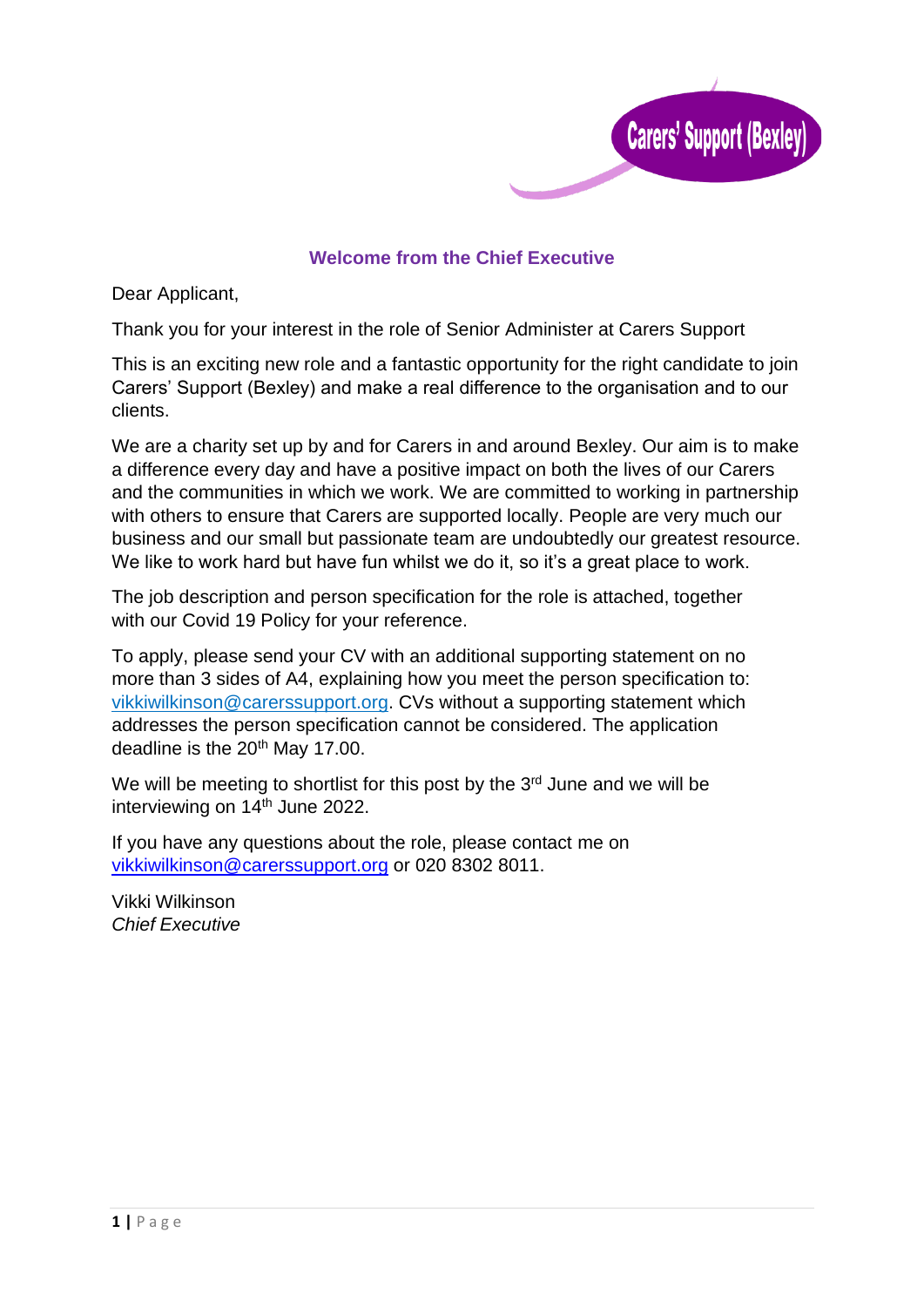Carers' Support (Bexley)

## Welcome from the Chief Executive

Dear Applicant,

Thank you for your interest in the role of Senior Administer at Carers Support

This is an exciting new role and a fantastic opportunity for the right candidate to join Carers' Support (Bexley) and make a real difference to the organisation and to our clients.

We are a charity set up by and for Carers in and around Bexley. Our aim is to make a difference every day and have a positive impact on both the lives of our Carers and the communities in which we work. We are committed to working in partnership with others to ensure that Carers are supported locally. People are very much our business and our small but passionate team are undoubtedly our greatest resource. We like to work hard but have fun whilst we do it, so it's a great place to work.

The job description and person specification for the role is attached, together with our Covid 19 Policy for your reference.

To apply, please send your CV with an additional supporting statement on no more than 3 sides of A4, explaining how you meet the person specification to: vikkiwilkinson@carerssupport.org. CVs without a supporting statement which addresses the person specification cannot be considered. The application deadline is the 20th May 17.00.

We will be meeting to shortlist for this post by the 3rd June and we will be interviewing on 14th June 2022.

If you have any questions about the role, please contact me on vikkiwilkinson@carerssupport.org or 020 8302 8011.

Vikki Wilkinson
*Chief Executive*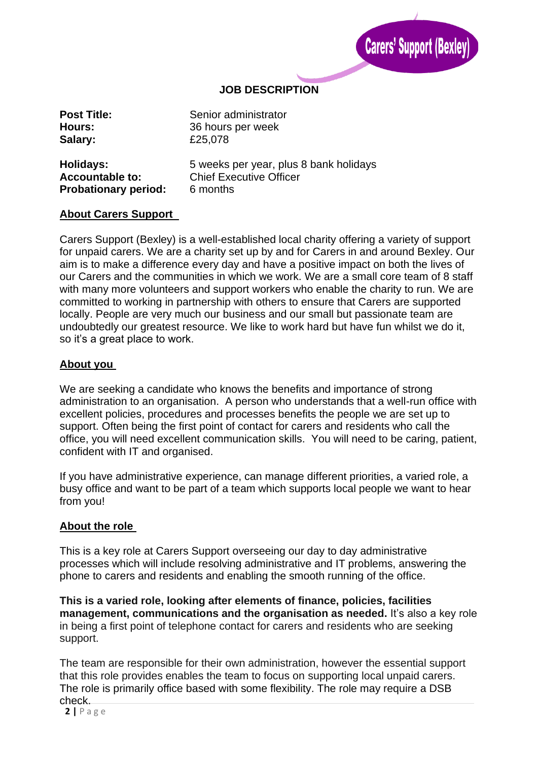Carers' Support (Bexley)

## JOB DESCRIPTION

**Post Title:** Senior administrator
**Hours:** 36 hours per week
**Salary:** £25,078

**Holidays:** 5 weeks per year, plus 8 bank holidays
**Accountable to:** Chief Executive Officer
**Probationary period:** 6 months

### About Carers Support

Carers Support (Bexley) is a well-established local charity offering a variety of support for unpaid carers. We are a charity set up by and for Carers in and around Bexley. Our aim is to make a difference every day and have a positive impact on both the lives of our Carers and the communities in which we work. We are a small core team of 8 staff with many more volunteers and support workers who enable the charity to run. We are committed to working in partnership with others to ensure that Carers are supported locally. People are very much our business and our small but passionate team are undoubtedly our greatest resource. We like to work hard but have fun whilst we do it, so it's a great place to work.

### About you

We are seeking a candidate who knows the benefits and importance of strong administration to an organisation. A person who understands that a well-run office with excellent policies, procedures and processes benefits the people we are set up to support. Often being the first point of contact for carers and residents who call the office, you will need excellent communication skills. You will need to be caring, patient, confident with IT and organised.

If you have administrative experience, can manage different priorities, a varied role, a busy office and want to be part of a team which supports local people we want to hear from you!

### About the role

This is a key role at Carers Support overseeing our day to day administrative processes which will include resolving administrative and IT problems, answering the phone to carers and residents and enabling the smooth running of the office.

**This is a varied role, looking after elements of finance, policies, facilities management, communications and the organisation as needed.** It's also a key role in being a first point of telephone contact for carers and residents who are seeking support.

The team are responsible for their own administration, however the essential support that this role provides enables the team to focus on supporting local unpaid carers. The role is primarily office based with some flexibility. The role may require a DSB check.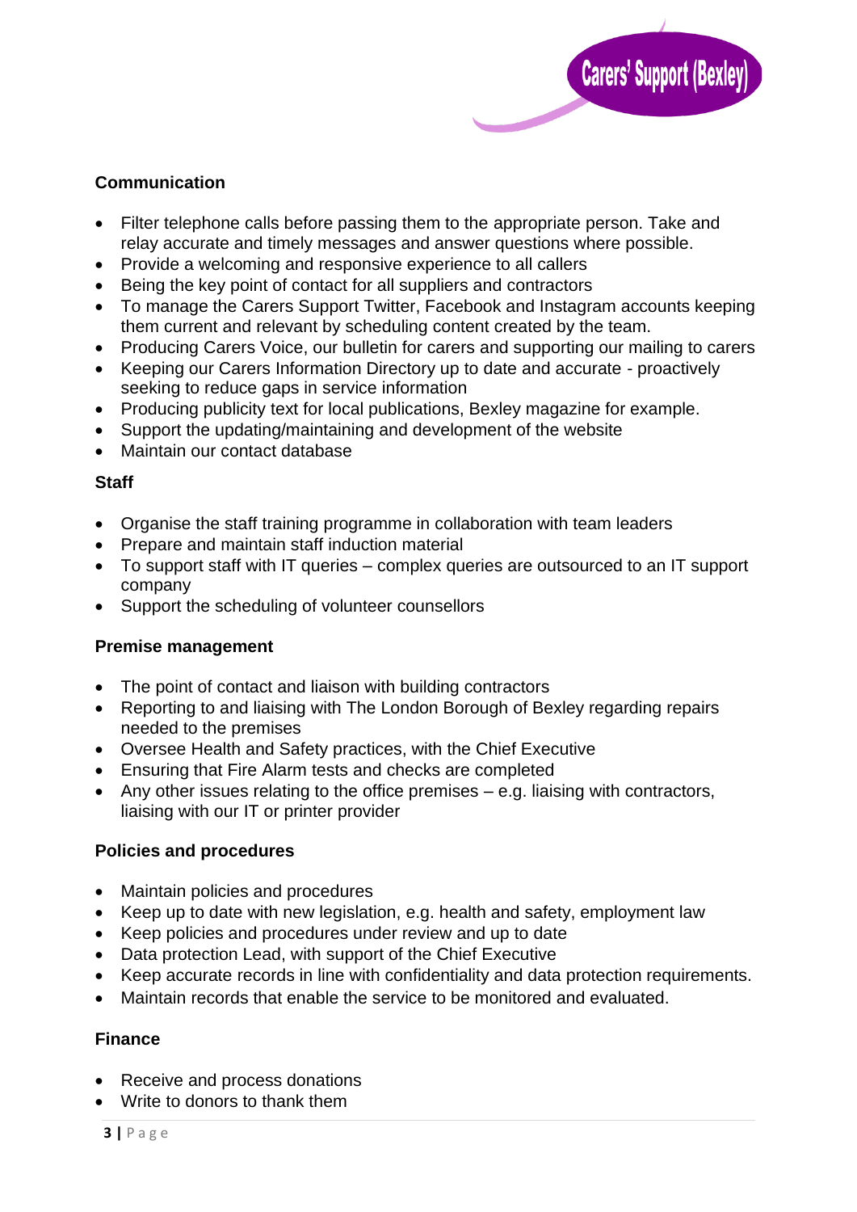**Communication**

- Filter telephone calls before passing them to the appropriate person. Take and relay accurate and timely messages and answer questions where possible.
- Provide a welcoming and responsive experience to all callers
- Being the key point of contact for all suppliers and contractors
- To manage the Carers Support Twitter, Facebook and Instagram accounts keeping them current and relevant by scheduling content created by the team.
- Producing Carers Voice, our bulletin for carers and supporting our mailing to carers
- Keeping our Carers Information Directory up to date and accurate - proactively seeking to reduce gaps in service information
- Producing publicity text for local publications, Bexley magazine for example.
- Support the updating/maintaining and development of the website
- Maintain our contact database

**Staff**

- Organise the staff training programme in collaboration with team leaders
- Prepare and maintain staff induction material
- To support staff with IT queries – complex queries are outsourced to an IT support company
- Support the scheduling of volunteer counsellors

**Premise management**

- The point of contact and liaison with building contractors
- Reporting to and liaising with The London Borough of Bexley regarding repairs needed to the premises
- Oversee Health and Safety practices, with the Chief Executive
- Ensuring that Fire Alarm tests and checks are completed
- Any other issues relating to the office premises – e.g. liaising with contractors, liaising with our IT or printer provider

**Policies and procedures**

- Maintain policies and procedures
- Keep up to date with new legislation, e.g. health and safety, employment law
- Keep policies and procedures under review and up to date
- Data protection Lead, with support of the Chief Executive
- Keep accurate records in line with confidentiality and data protection requirements.
- Maintain records that enable the service to be monitored and evaluated.

**Finance**

- Receive and process donations
- Write to donors to thank them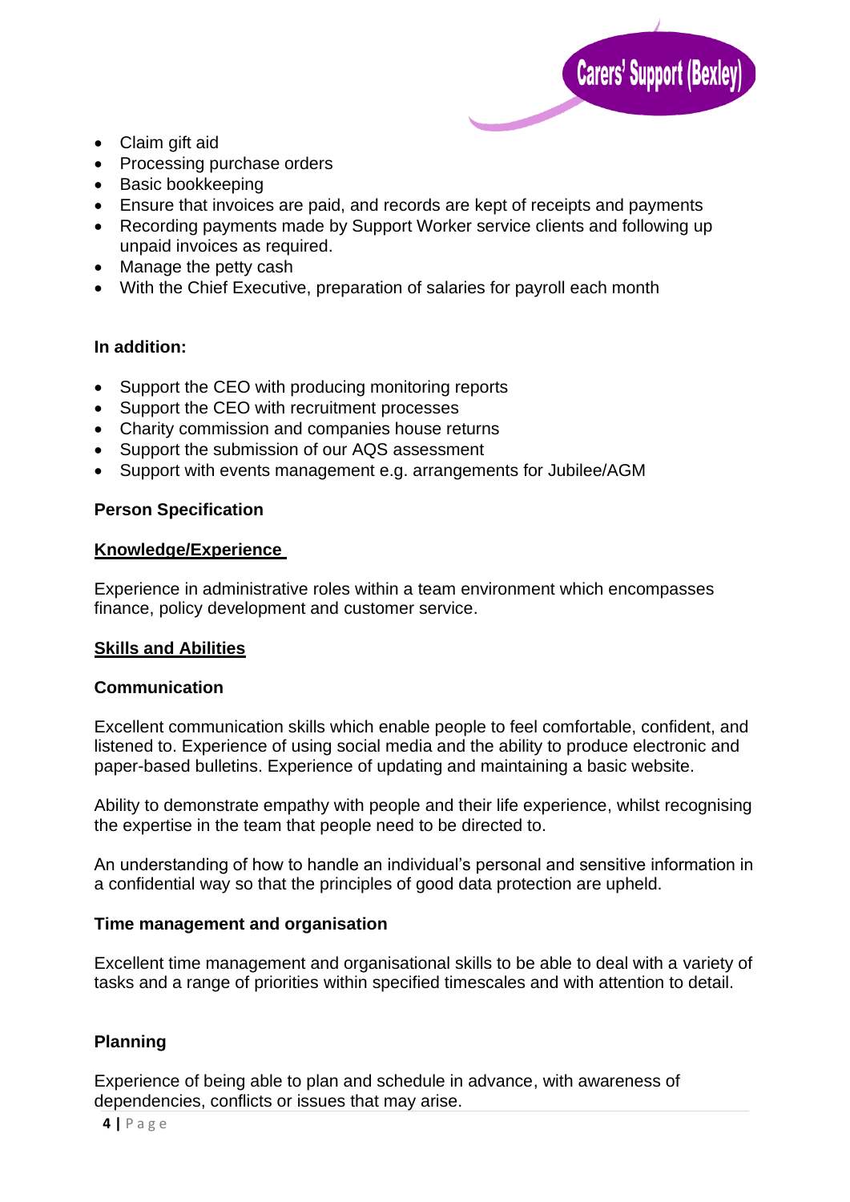- Claim gift aid
- Processing purchase orders
- Basic bookkeeping
- Ensure that invoices are paid, and records are kept of receipts and payments
- Recording payments made by Support Worker service clients and following up unpaid invoices as required.
- Manage the petty cash
- With the Chief Executive, preparation of salaries for payroll each month

**In addition:**

- Support the CEO with producing monitoring reports
- Support the CEO with recruitment processes
- Charity commission and companies house returns
- Support the submission of our AQS assessment
- Support with events management e.g. arrangements for Jubilee/AGM

## Person Specification

### Knowledge/Experience

Experience in administrative roles within a team environment which encompasses finance, policy development and customer service.

### Skills and Abilities

**Communication**

Excellent communication skills which enable people to feel comfortable, confident, and listened to. Experience of using social media and the ability to produce electronic and paper-based bulletins. Experience of updating and maintaining a basic website.

Ability to demonstrate empathy with people and their life experience, whilst recognising the expertise in the team that people need to be directed to.

An understanding of how to handle an individual's personal and sensitive information in a confidential way so that the principles of good data protection are upheld.

**Time management and organisation**

Excellent time management and organisational skills to be able to deal with a variety of tasks and a range of priorities within specified timescales and with attention to detail.

**Planning**

Experience of being able to plan and schedule in advance, with awareness of dependencies, conflicts or issues that may arise.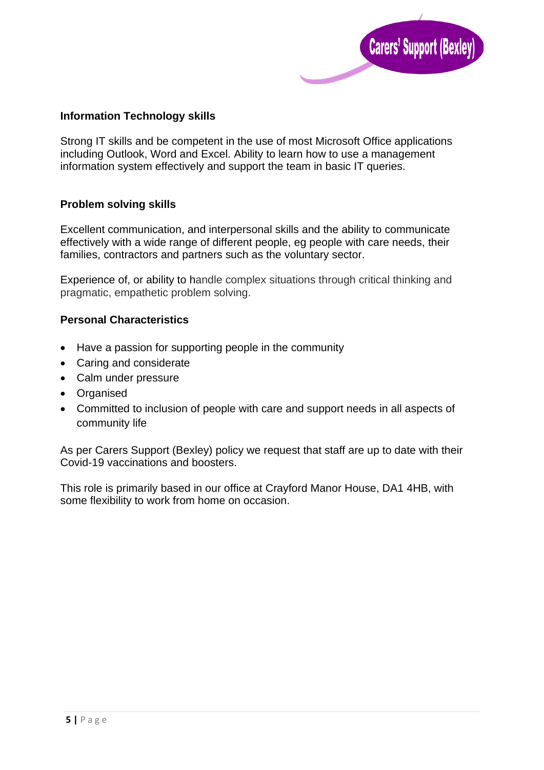**Information Technology skills**

Strong IT skills and be competent in the use of most Microsoft Office applications including Outlook, Word and Excel. Ability to learn how to use a management information system effectively and support the team in basic IT queries.

**Problem solving skills**

Excellent communication, and interpersonal skills and the ability to communicate effectively with a wide range of different people, eg people with care needs, their families, contractors and partners such as the voluntary sector.

Experience of, or ability to handle complex situations through critical thinking and pragmatic, empathetic problem solving.

**Personal Characteristics**

- Have a passion for supporting people in the community
- Caring and considerate
- Calm under pressure
- Organised
- Committed to inclusion of people with care and support needs in all aspects of community life

As per Carers Support (Bexley) policy we request that staff are up to date with their Covid-19 vaccinations and boosters.

This role is primarily based in our office at Crayford Manor House, DA1 4HB, with some flexibility to work from home on occasion.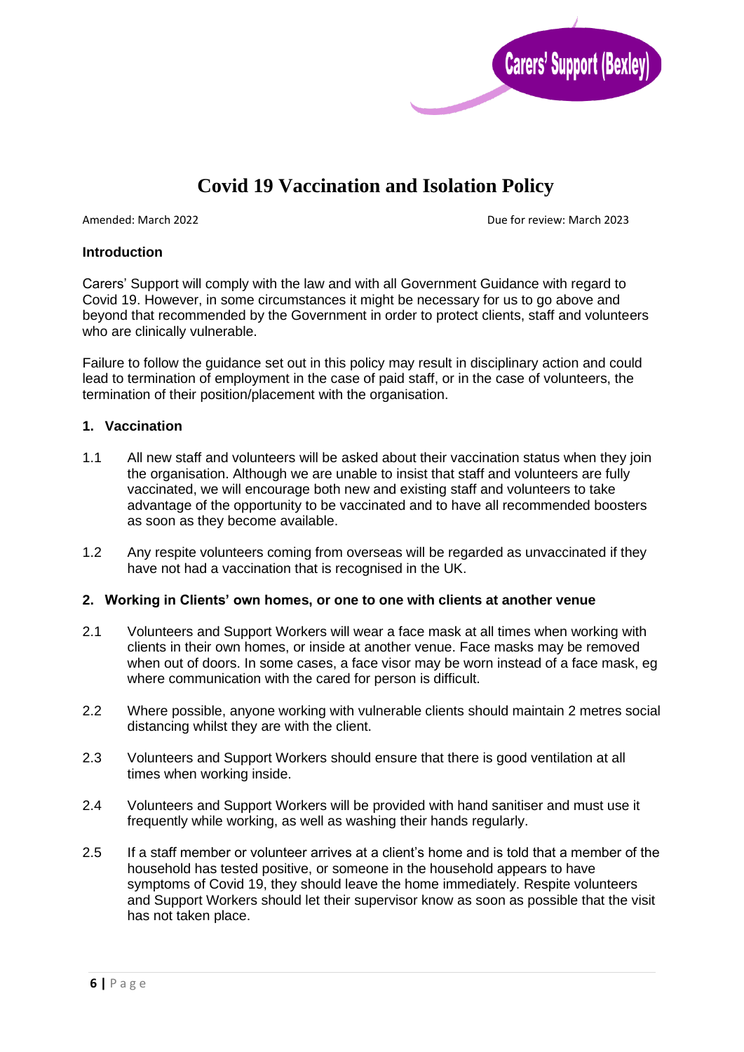Carers' Support (Bexley)

# Covid 19 Vaccination and Isolation Policy

Amended: March 2022 Due for review: March 2023

### Introduction

Carers' Support will comply with the law and with all Government Guidance with regard to Covid 19. However, in some circumstances it might be necessary for us to go above and beyond that recommended by the Government in order to protect clients, staff and volunteers who are clinically vulnerable.

Failure to follow the guidance set out in this policy may result in disciplinary action and could lead to termination of employment in the case of paid staff, or in the case of volunteers, the termination of their position/placement with the organisation.

### 1. Vaccination

1.1 All new staff and volunteers will be asked about their vaccination status when they join the organisation. Although we are unable to insist that staff and volunteers are fully vaccinated, we will encourage both new and existing staff and volunteers to take advantage of the opportunity to be vaccinated and to have all recommended boosters as soon as they become available.

1.2 Any respite volunteers coming from overseas will be regarded as unvaccinated if they have not had a vaccination that is recognised in the UK.

### 2. Working in Clients' own homes, or one to one with clients at another venue

2.1 Volunteers and Support Workers will wear a face mask at all times when working with clients in their own homes, or inside at another venue. Face masks may be removed when out of doors. In some cases, a face visor may be worn instead of a face mask, eg where communication with the cared for person is difficult.

2.2 Where possible, anyone working with vulnerable clients should maintain 2 metres social distancing whilst they are with the client.

2.3 Volunteers and Support Workers should ensure that there is good ventilation at all times when working inside.

2.4 Volunteers and Support Workers will be provided with hand sanitiser and must use it frequently while working, as well as washing their hands regularly.

2.5 If a staff member or volunteer arrives at a client's home and is told that a member of the household has tested positive, or someone in the household appears to have symptoms of Covid 19, they should leave the home immediately. Respite volunteers and Support Workers should let their supervisor know as soon as possible that the visit has not taken place.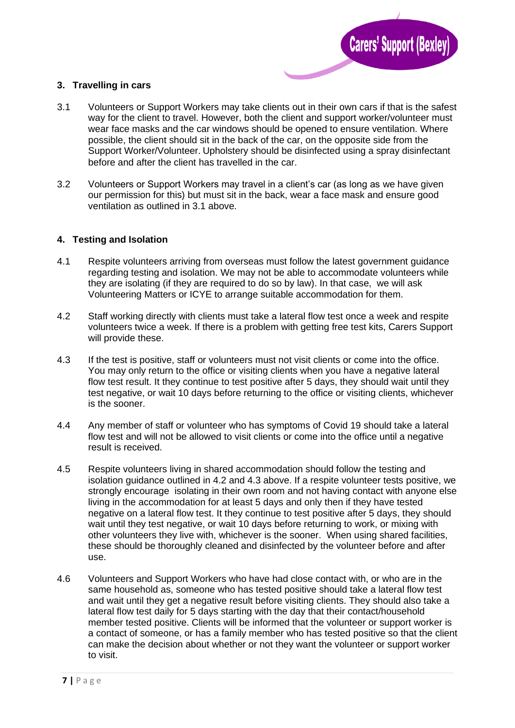## 3. Travelling in cars

3.1 Volunteers or Support Workers may take clients out in their own cars if that is the safest way for the client to travel. However, both the client and support worker/volunteer must wear face masks and the car windows should be opened to ensure ventilation. Where possible, the client should sit in the back of the car, on the opposite side from the Support Worker/Volunteer. Upholstery should be disinfected using a spray disinfectant before and after the client has travelled in the car.

3.2 Volunteers or Support Workers may travel in a client's car (as long as we have given our permission for this) but must sit in the back, wear a face mask and ensure good ventilation as outlined in 3.1 above.

## 4. Testing and Isolation

4.1 Respite volunteers arriving from overseas must follow the latest government guidance regarding testing and isolation. We may not be able to accommodate volunteers while they are isolating (if they are required to do so by law). In that case, we will ask Volunteering Matters or ICYE to arrange suitable accommodation for them.

4.2 Staff working directly with clients must take a lateral flow test once a week and respite volunteers twice a week. If there is a problem with getting free test kits, Carers Support will provide these.

4.3 If the test is positive, staff or volunteers must not visit clients or come into the office. You may only return to the office or visiting clients when you have a negative lateral flow test result. It they continue to test positive after 5 days, they should wait until they test negative, or wait 10 days before returning to the office or visiting clients, whichever is the sooner.

4.4 Any member of staff or volunteer who has symptoms of Covid 19 should take a lateral flow test and will not be allowed to visit clients or come into the office until a negative result is received.

4.5 Respite volunteers living in shared accommodation should follow the testing and isolation guidance outlined in 4.2 and 4.3 above. If a respite volunteer tests positive, we strongly encourage isolating in their own room and not having contact with anyone else living in the accommodation for at least 5 days and only then if they have tested negative on a lateral flow test. It they continue to test positive after 5 days, they should wait until they test negative, or wait 10 days before returning to work, or mixing with other volunteers they live with, whichever is the sooner. When using shared facilities, these should be thoroughly cleaned and disinfected by the volunteer before and after use.

4.6 Volunteers and Support Workers who have had close contact with, or who are in the same household as, someone who has tested positive should take a lateral flow test and wait until they get a negative result before visiting clients. They should also take a lateral flow test daily for 5 days starting with the day that their contact/household member tested positive. Clients will be informed that the volunteer or support worker is a contact of someone, or has a family member who has tested positive so that the client can make the decision about whether or not they want the volunteer or support worker to visit.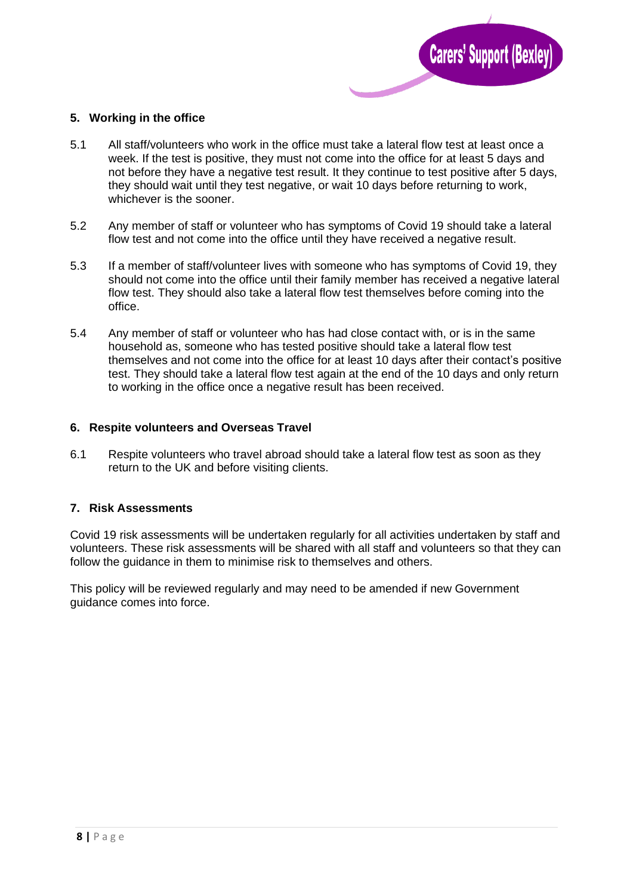## 5. Working in the office

5.1 All staff/volunteers who work in the office must take a lateral flow test at least once a week. If the test is positive, they must not come into the office for at least 5 days and not before they have a negative test result. It they continue to test positive after 5 days, they should wait until they test negative, or wait 10 days before returning to work, whichever is the sooner.

5.2 Any member of staff or volunteer who has symptoms of Covid 19 should take a lateral flow test and not come into the office until they have received a negative result.

5.3 If a member of staff/volunteer lives with someone who has symptoms of Covid 19, they should not come into the office until their family member has received a negative lateral flow test. They should also take a lateral flow test themselves before coming into the office.

5.4 Any member of staff or volunteer who has had close contact with, or is in the same household as, someone who has tested positive should take a lateral flow test themselves and not come into the office for at least 10 days after their contact's positive test. They should take a lateral flow test again at the end of the 10 days and only return to working in the office once a negative result has been received.

## 6. Respite volunteers and Overseas Travel

6.1 Respite volunteers who travel abroad should take a lateral flow test as soon as they return to the UK and before visiting clients.

## 7. Risk Assessments

Covid 19 risk assessments will be undertaken regularly for all activities undertaken by staff and volunteers. These risk assessments will be shared with all staff and volunteers so that they can follow the guidance in them to minimise risk to themselves and others.

This policy will be reviewed regularly and may need to be amended if new Government guidance comes into force.